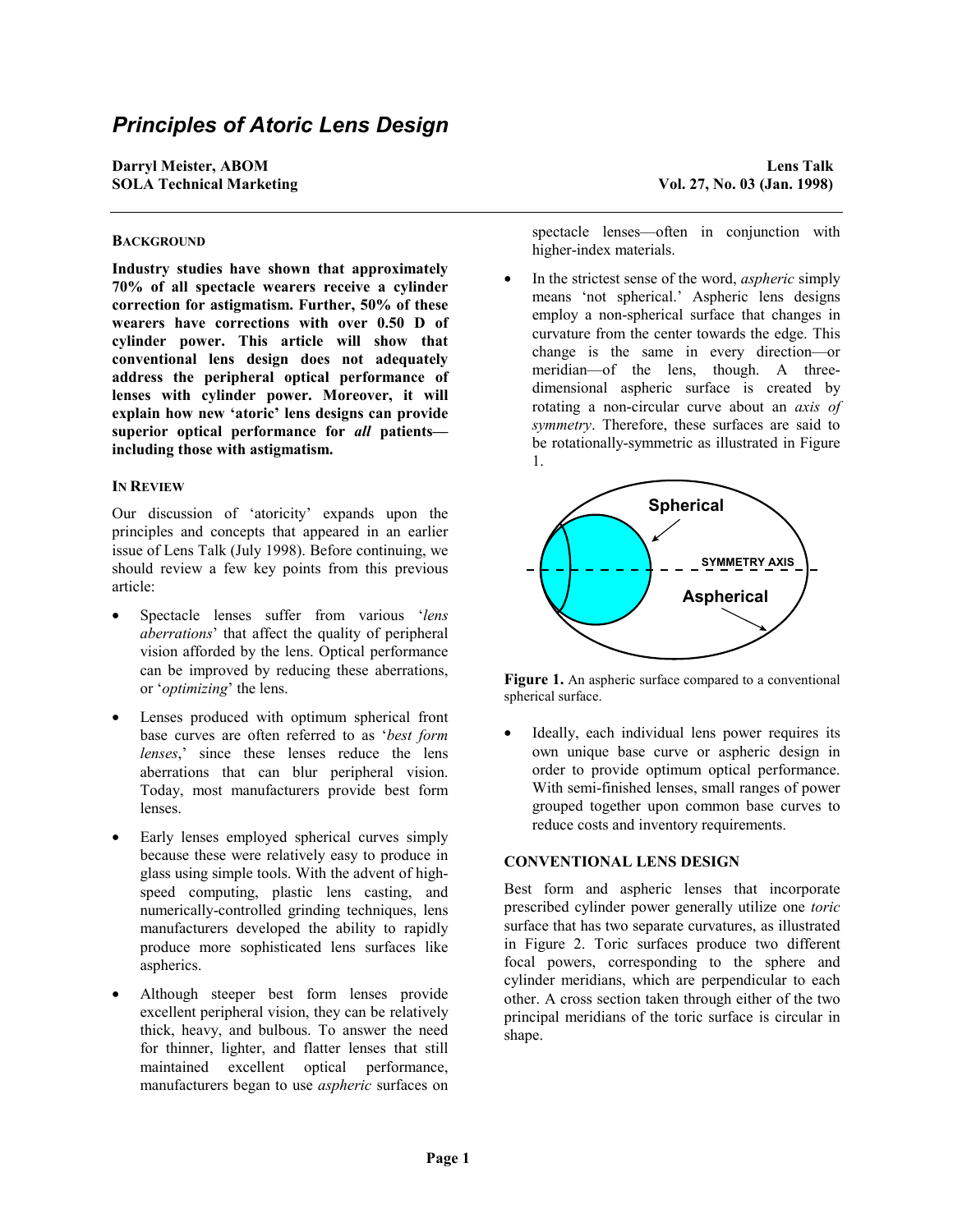# *Principles of Atoric Lens Design*

**Darryl Meister, ABOM**
**SOLA Technical Marketing**

**Lens Talk**
**Vol. 27, No. 03 (Jan. 1998)**

## BACKGROUND

**Industry studies have shown that approximately 70% of all spectacle wearers receive a cylinder correction for astigmatism. Further, 50% of these wearers have corrections with over 0.50 D of cylinder power. This article will show that conventional lens design does not adequately address the peripheral optical performance of lenses with cylinder power. Moreover, it will explain how new 'atoric' lens designs can provide superior optical performance for *all* patients—including those with astigmatism.**

## IN REVIEW

Our discussion of 'atoricity' expands upon the principles and concepts that appeared in an earlier issue of Lens Talk (July 1998). Before continuing, we should review a few key points from this previous article:

- Spectacle lenses suffer from various '*lens aberrations*' that affect the quality of peripheral vision afforded by the lens. Optical performance can be improved by reducing these aberrations, or '*optimizing*' the lens.
- Lenses produced with optimum spherical front base curves are often referred to as '*best form lenses*,' since these lenses reduce the lens aberrations that can blur peripheral vision. Today, most manufacturers provide best form lenses.
- Early lenses employed spherical curves simply because these were relatively easy to produce in glass using simple tools. With the advent of high-speed computing, plastic lens casting, and numerically-controlled grinding techniques, lens manufacturers developed the ability to rapidly produce more sophisticated lens surfaces like aspherics.
- Although steeper best form lenses provide excellent peripheral vision, they can be relatively thick, heavy, and bulbous. To answer the need for thinner, lighter, and flatter lenses that still maintained excellent optical performance, manufacturers began to use *aspheric* surfaces on spectacle lenses—often in conjunction with higher-index materials.
- In the strictest sense of the word, *aspheric* simply means 'not spherical.' Aspheric lens designs employ a non-spherical surface that changes in curvature from the center towards the edge. This change is the same in every direction—or meridian—of the lens, though. A three-dimensional aspheric surface is created by rotating a non-circular curve about an *axis of symmetry*. Therefore, these surfaces are said to be rotationally-symmetric as illustrated in Figure 1.

**Figure 1.** An aspheric surface compared to a conventional spherical surface.

- Ideally, each individual lens power requires its own unique base curve or aspheric design in order to provide optimum optical performance. With semi-finished lenses, small ranges of power grouped together upon common base curves to reduce costs and inventory requirements.

## CONVENTIONAL LENS DESIGN

Best form and aspheric lenses that incorporate prescribed cylinder power generally utilize one *toric* surface that has two separate curvatures, as illustrated in Figure 2. Toric surfaces produce two different focal powers, corresponding to the sphere and cylinder meridians, which are perpendicular to each other. A cross section taken through either of the two principal meridians of the toric surface is circular in shape.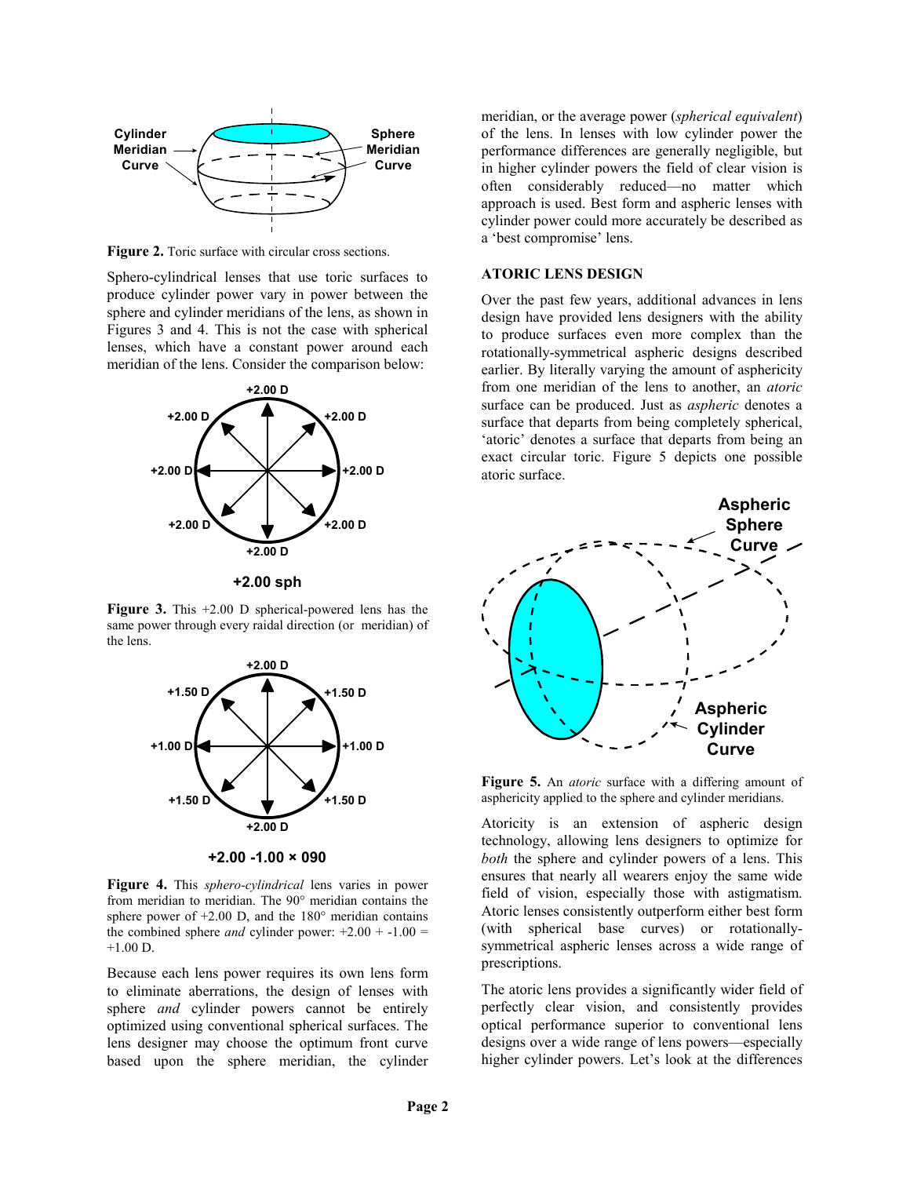Figure 2. Toric surface with circular cross sections.

Sphero-cylindrical lenses that use toric surfaces to produce cylinder power vary in power between the sphere and cylinder meridians of the lens, as shown in Figures 3 and 4. This is not the case with spherical lenses, which have a constant power around each meridian of the lens. Consider the comparison below:

**+2.00 sph**

**Figure 3.** This +2.00 D spherical-powered lens has the same power through every raidal direction (or meridian) of the lens.

**+2.00 -1.00 × 090**

**Figure 4.** This *sphero-cylindrical* lens varies in power from meridian to meridian. The 90° meridian contains the sphere power of +2.00 D, and the 180° meridian contains the combined sphere *and* cylinder power: +2.00 + -1.00 = +1.00 D.

Because each lens power requires its own lens form to eliminate aberrations, the design of lenses with sphere *and* cylinder powers cannot be entirely optimized using conventional spherical surfaces. The lens designer may choose the optimum front curve based upon the sphere meridian, the cylinder meridian, or the average power (*spherical equivalent*) of the lens. In lenses with low cylinder power the performance differences are generally negligible, but in higher cylinder powers the field of clear vision is often considerably reduced—no matter which approach is used. Best form and aspheric lenses with cylinder power could more accurately be described as a 'best compromise' lens.

### ATORIC LENS DESIGN

Over the past few years, additional advances in lens design have provided lens designers with the ability to produce surfaces even more complex than the rotationally-symmetrical aspheric designs described earlier. By literally varying the amount of asphericity from one meridian of the lens to another, an *atoric* surface can be produced. Just as *aspheric* denotes a surface that departs from being completely spherical, 'atoric' denotes a surface that departs from being an exact circular toric. Figure 5 depicts one possible atoric surface.

**Figure 5.** An *atoric* surface with a differing amount of asphericity applied to the sphere and cylinder meridians.

Atoricity is an extension of aspheric design technology, allowing lens designers to optimize for *both* the sphere and cylinder powers of a lens. This ensures that nearly all wearers enjoy the same wide field of vision, especially those with astigmatism. Atoric lenses consistently outperform either best form (with spherical base curves) or rotationally-symmetrical aspheric lenses across a wide range of prescriptions.

The atoric lens provides a significantly wider field of perfectly clear vision, and consistently provides optical performance superior to conventional lens designs over a wide range of lens powers—especially higher cylinder powers. Let's look at the differences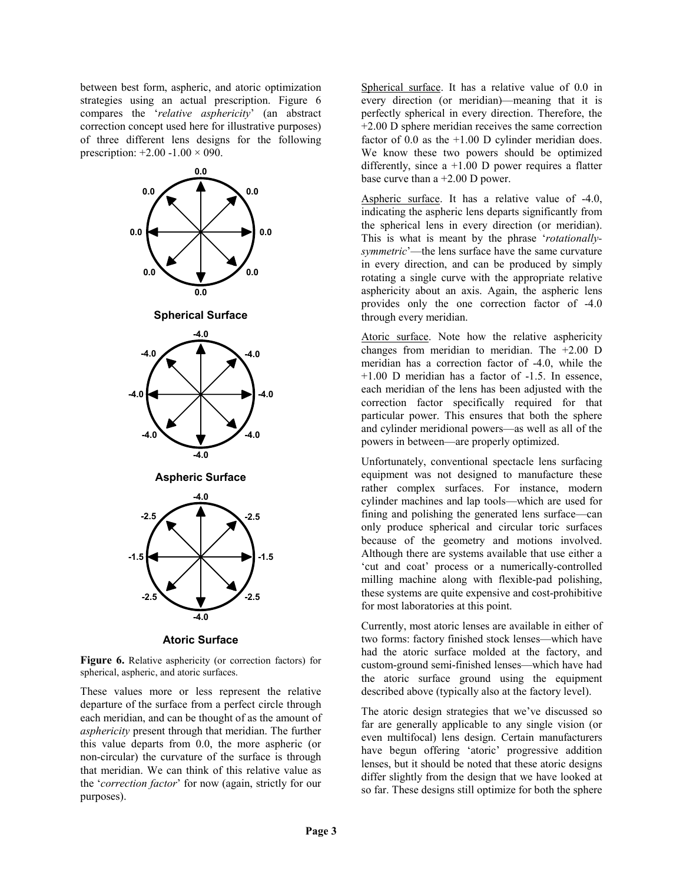between best form, aspheric, and atoric optimization strategies using an actual prescription. Figure 6 compares the '*relative asphericity*' (an abstract correction concept used here for illustrative purposes) of three different lens designs for the following prescription: +2.00 -1.00 × 090.

**Spherical Surface**

**Aspheric Surface**

**Atoric Surface**

**Figure 6.** Relative asphericity (or correction factors) for spherical, aspheric, and atoric surfaces.

These values more or less represent the relative departure of the surface from a perfect circle through each meridian, and can be thought of as the amount of *asphericity* present through that meridian. The further this value departs from 0.0, the more aspheric (or non-circular) the curvature of the surface is through that meridian. We can think of this relative value as the '*correction factor*' for now (again, strictly for our purposes).

Spherical surface. It has a relative value of 0.0 in every direction (or meridian)—meaning that it is perfectly spherical in every direction. Therefore, the +2.00 D sphere meridian receives the same correction factor of 0.0 as the +1.00 D cylinder meridian does. We know these two powers should be optimized differently, since a +1.00 D power requires a flatter base curve than a +2.00 D power.

Aspheric surface. It has a relative value of -4.0, indicating the aspheric lens departs significantly from the spherical lens in every direction (or meridian). This is what is meant by the phrase '*rotationally-symmetric*'—the lens surface have the same curvature in every direction, and can be produced by simply rotating a single curve with the appropriate relative asphericity about an axis. Again, the aspheric lens provides only the one correction factor of -4.0 through every meridian.

Atoric surface. Note how the relative asphericity changes from meridian to meridian. The +2.00 D meridian has a correction factor of -4.0, while the +1.00 D meridian has a factor of -1.5. In essence, each meridian of the lens has been adjusted with the correction factor specifically required for that particular power. This ensures that both the sphere and cylinder meridional powers—as well as all of the powers in between—are properly optimized.

Unfortunately, conventional spectacle lens surfacing equipment was not designed to manufacture these rather complex surfaces. For instance, modern cylinder machines and lap tools—which are used for fining and polishing the generated lens surface—can only produce spherical and circular toric surfaces because of the geometry and motions involved. Although there are systems available that use either a 'cut and coat' process or a numerically-controlled milling machine along with flexible-pad polishing, these systems are quite expensive and cost-prohibitive for most laboratories at this point.

Currently, most atoric lenses are available in either of two forms: factory finished stock lenses—which have had the atoric surface molded at the factory, and custom-ground semi-finished lenses—which have had the atoric surface ground using the equipment described above (typically also at the factory level).

The atoric design strategies that we've discussed so far are generally applicable to any single vision (or even multifocal) lens design. Certain manufacturers have begun offering 'atoric' progressive addition lenses, but it should be noted that these atoric designs differ slightly from the design that we have looked at so far. These designs still optimize for both the sphere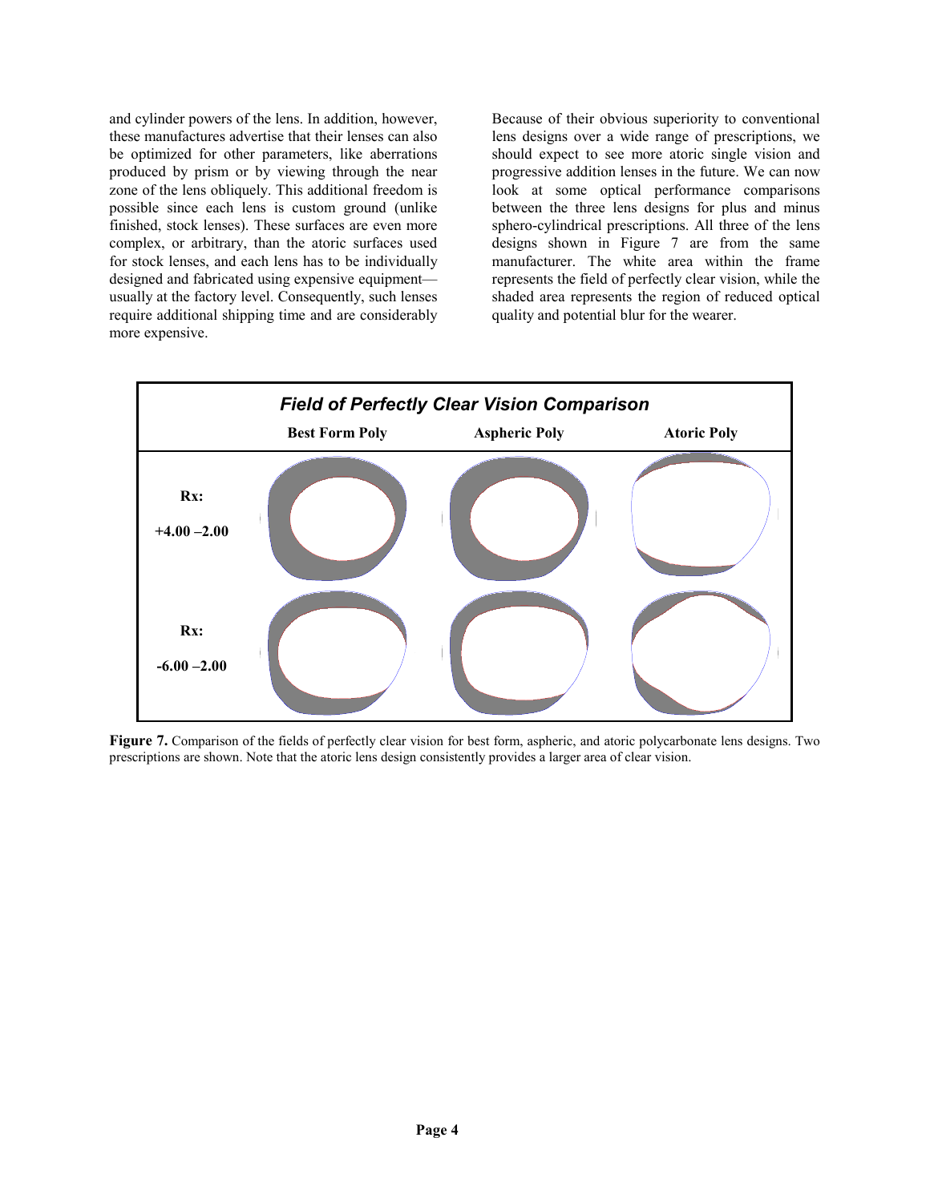and cylinder powers of the lens. In addition, however, these manufactures advertise that their lenses can also be optimized for other parameters, like aberrations produced by prism or by viewing through the near zone of the lens obliquely. This additional freedom is possible since each lens is custom ground (unlike finished, stock lenses). These surfaces are even more complex, or arbitrary, than the atoric surfaces used for stock lenses, and each lens has to be individually designed and fabricated using expensive equipment—usually at the factory level. Consequently, such lenses require additional shipping time and are considerably more expensive.

Because of their obvious superiority to conventional lens designs over a wide range of prescriptions, we should expect to see more atoric single vision and progressive addition lenses in the future. We can now look at some optical performance comparisons between the three lens designs for plus and minus sphero-cylindrical prescriptions. All three of the lens designs shown in Figure 7 are from the same manufacturer. The white area within the frame represents the field of perfectly clear vision, while the shaded area represents the region of reduced optical quality and potential blur for the wearer.

*Field of Perfectly Clear Vision Comparison*

Best Form Poly

Aspheric Poly

Atoric Poly

Rx:

+4.00 –2.00

Rx:

-6.00 –2.00

**Figure 7.** Comparison of the fields of perfectly clear vision for best form, aspheric, and atoric polycarbonate lens designs. Two prescriptions are shown. Note that the atoric lens design consistently provides a larger area of clear vision.